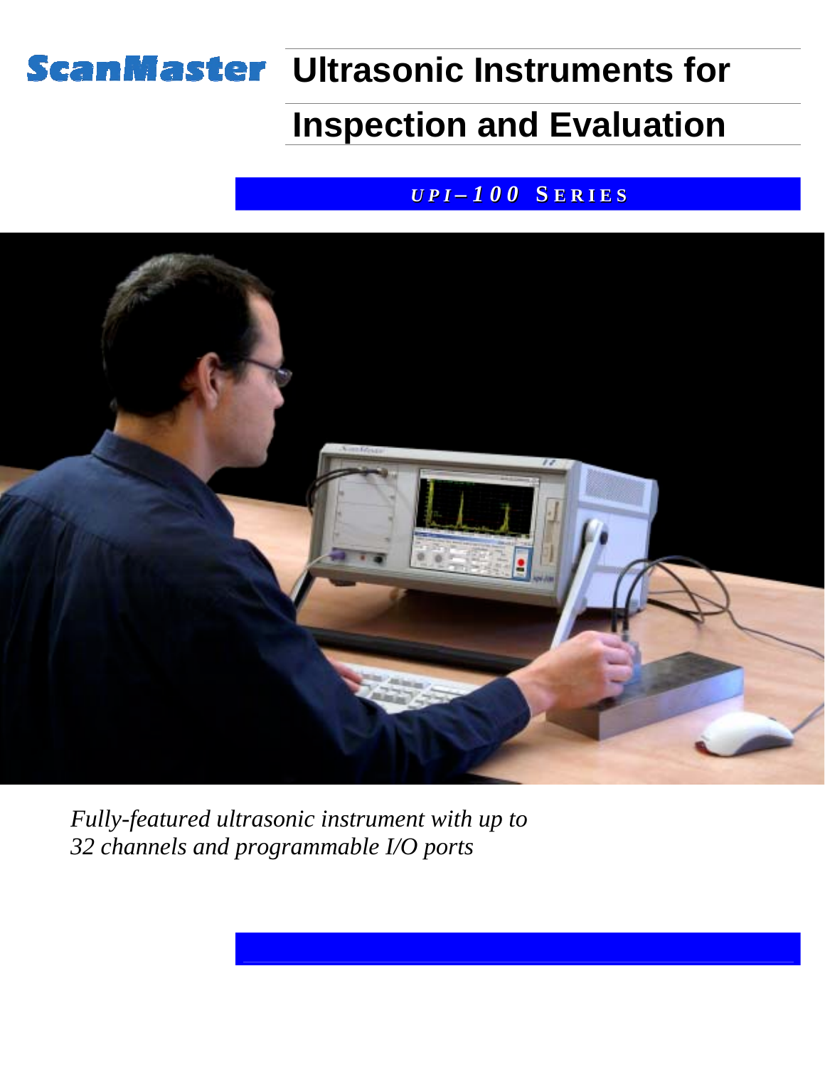ScanMaster

# Ultrasonic Instruments for Inspection and Evaluation

## *UPI–100* SERIES

*Fully-featured ultrasonic instrument with up to 32 channels and programmable I/O ports*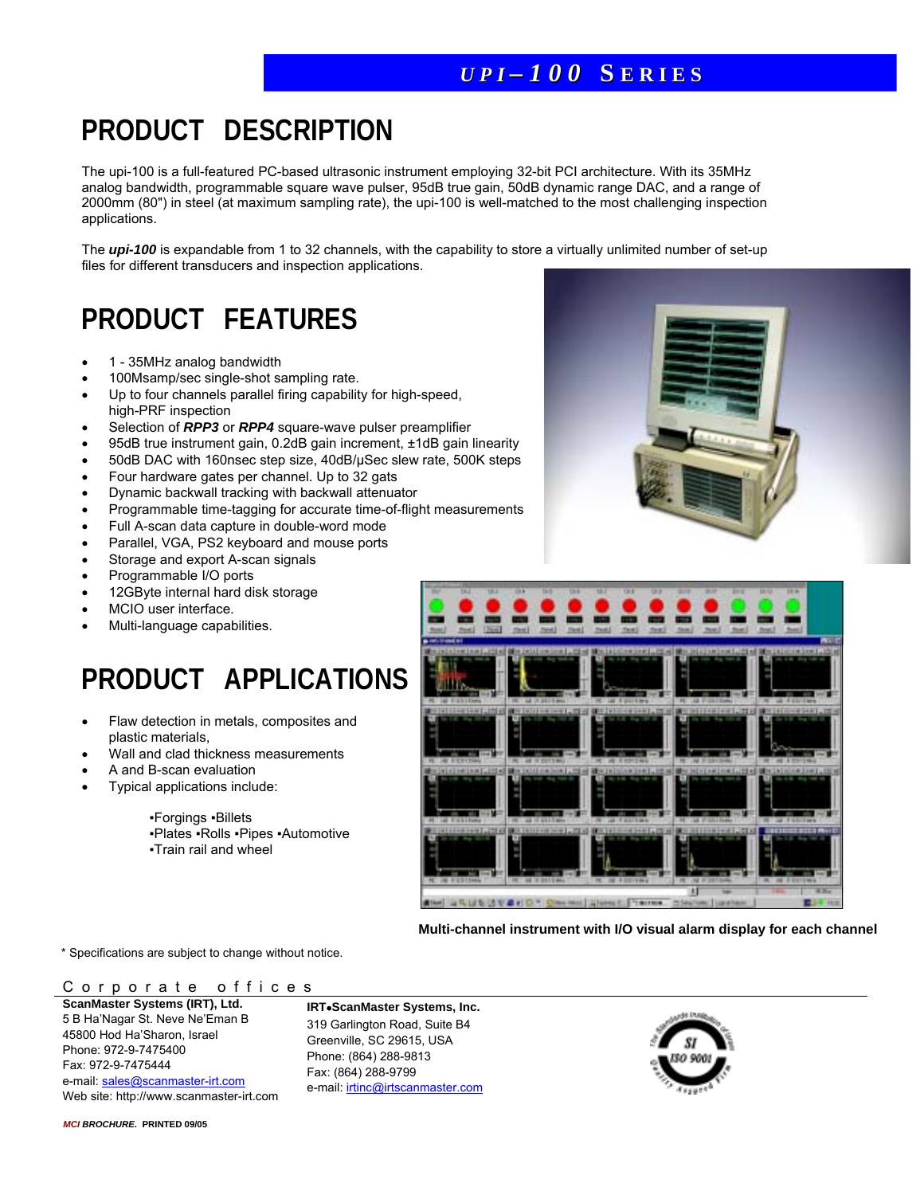# UPI–100 SERIES

## PRODUCT DESCRIPTION

The upi-100 is a full-featured PC-based ultrasonic instrument employing 32-bit PCI architecture. With its 35MHz analog bandwidth, programmable square wave pulser, 95dB true gain, 50dB dynamic range DAC, and a range of 2000mm (80") in steel (at maximum sampling rate), the upi-100 is well-matched to the most challenging inspection applications.

The ***upi-100*** is expandable from 1 to 32 channels, with the capability to store a virtually unlimited number of set-up files for different transducers and inspection applications.

## PRODUCT FEATURES

- 1 - 35MHz analog bandwidth
- 100Msamp/sec single-shot sampling rate.
- Up to four channels parallel firing capability for high-speed, high-PRF inspection
- Selection of ***RPP3*** or ***RPP4*** square-wave pulser preamplifier
- 95dB true instrument gain, 0.2dB gain increment, ±1dB gain linearity
- 50dB DAC with 160nsec step size, 40dB/µSec slew rate, 500K steps
- Four hardware gates per channel. Up to 32 gats
- Dynamic backwall tracking with backwall attenuator
- Programmable time-tagging for accurate time-of-flight measurements
- Full A-scan data capture in double-word mode
- Parallel, VGA, PS2 keyboard and mouse ports
- Storage and export A-scan signals
- Programmable I/O ports
- 12GByte internal hard disk storage
- MCIO user interface.
- Multi-language capabilities.

## PRODUCT APPLICATIONS

- Flaw detection in metals, composites and plastic materials,
- Wall and clad thickness measurements
- A and B-scan evaluation
- Typical applications include:

  ▪Forgings ▪Billets
  ▪Plates ▪Rolls ▪Pipes ▪Automotive
  ▪Train rail and wheel

**Multi-channel instrument with I/O visual alarm display for each channel**

* Specifications are subject to change without notice.

### Corporate offices

**ScanMaster Systems (IRT), Ltd.**
5 B Ha'Nagar St. Neve Ne'Eman B
45800 Hod Ha'Sharon, Israel
Phone: 972-9-7475400
Fax: 972-9-7475444
e-mail: sales@scanmaster-irt.com
Web site: http://www.scanmaster-irt.com

**IRT•ScanMaster Systems, Inc.**
319 Garlington Road, Suite B4
Greenville, SC 29615, USA
Phone: (864) 288-9813
Fax: (864) 288-9799
e-mail: irtinc@irtscanmaster.com

***MCI BROCHURE.*** **PRINTED 09/05**